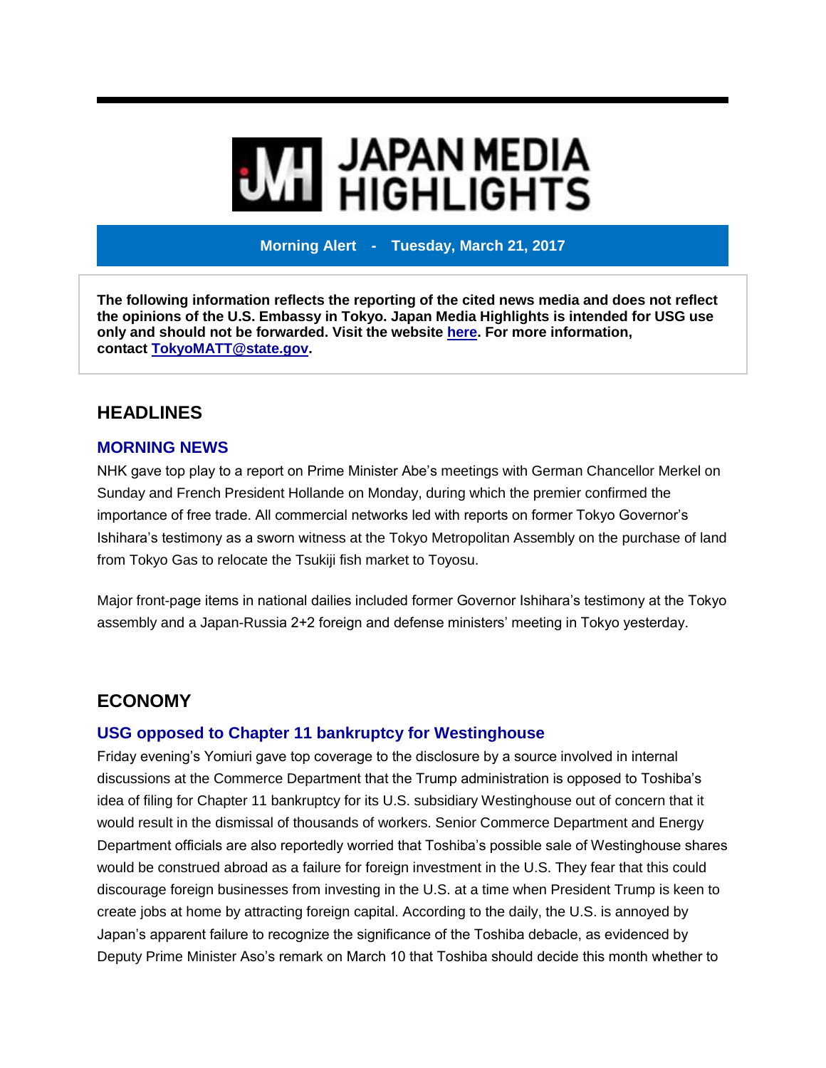# JAPAN MEDIA HIGHLIGHTS

**Morning Alert - Tuesday, March 21, 2017**

**The following information reflects the reporting of the cited news media and does not reflect the opinions of the U.S. Embassy in Tokyo. Japan Media Highlights is intended for USG use only and should not be forwarded. Visit the website here. For more information, contact TokyoMATT@state.gov.**

## HEADLINES

### MORNING NEWS

NHK gave top play to a report on Prime Minister Abe's meetings with German Chancellor Merkel on Sunday and French President Hollande on Monday, during which the premier confirmed the importance of free trade. All commercial networks led with reports on former Tokyo Governor's Ishihara's testimony as a sworn witness at the Tokyo Metropolitan Assembly on the purchase of land from Tokyo Gas to relocate the Tsukiji fish market to Toyosu.

Major front-page items in national dailies included former Governor Ishihara's testimony at the Tokyo assembly and a Japan-Russia 2+2 foreign and defense ministers' meeting in Tokyo yesterday.

## ECONOMY

### USG opposed to Chapter 11 bankruptcy for Westinghouse

Friday evening's Yomiuri gave top coverage to the disclosure by a source involved in internal discussions at the Commerce Department that the Trump administration is opposed to Toshiba's idea of filing for Chapter 11 bankruptcy for its U.S. subsidiary Westinghouse out of concern that it would result in the dismissal of thousands of workers. Senior Commerce Department and Energy Department officials are also reportedly worried that Toshiba's possible sale of Westinghouse shares would be construed abroad as a failure for foreign investment in the U.S. They fear that this could discourage foreign businesses from investing in the U.S. at a time when President Trump is keen to create jobs at home by attracting foreign capital. According to the daily, the U.S. is annoyed by Japan's apparent failure to recognize the significance of the Toshiba debacle, as evidenced by Deputy Prime Minister Aso's remark on March 10 that Toshiba should decide this month whether to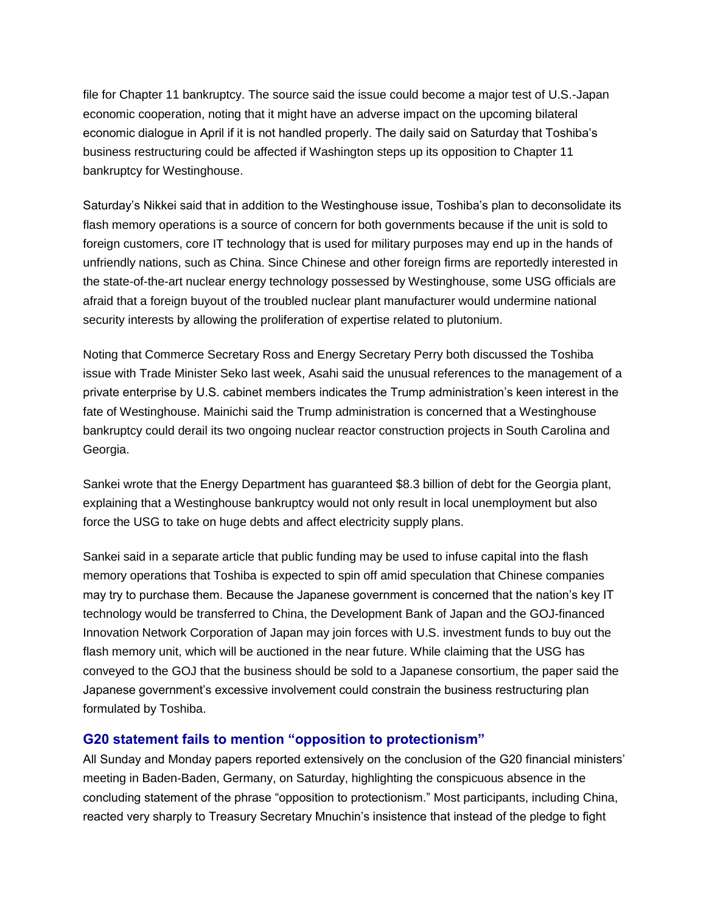file for Chapter 11 bankruptcy. The source said the issue could become a major test of U.S.-Japan economic cooperation, noting that it might have an adverse impact on the upcoming bilateral economic dialogue in April if it is not handled properly. The daily said on Saturday that Toshiba's business restructuring could be affected if Washington steps up its opposition to Chapter 11 bankruptcy for Westinghouse.

Saturday's Nikkei said that in addition to the Westinghouse issue, Toshiba's plan to deconsolidate its flash memory operations is a source of concern for both governments because if the unit is sold to foreign customers, core IT technology that is used for military purposes may end up in the hands of unfriendly nations, such as China. Since Chinese and other foreign firms are reportedly interested in the state-of-the-art nuclear energy technology possessed by Westinghouse, some USG officials are afraid that a foreign buyout of the troubled nuclear plant manufacturer would undermine national security interests by allowing the proliferation of expertise related to plutonium.

Noting that Commerce Secretary Ross and Energy Secretary Perry both discussed the Toshiba issue with Trade Minister Seko last week, Asahi said the unusual references to the management of a private enterprise by U.S. cabinet members indicates the Trump administration's keen interest in the fate of Westinghouse. Mainichi said the Trump administration is concerned that a Westinghouse bankruptcy could derail its two ongoing nuclear reactor construction projects in South Carolina and Georgia.

Sankei wrote that the Energy Department has guaranteed $8.3 billion of debt for the Georgia plant, explaining that a Westinghouse bankruptcy would not only result in local unemployment but also force the USG to take on huge debts and affect electricity supply plans.

Sankei said in a separate article that public funding may be used to infuse capital into the flash memory operations that Toshiba is expected to spin off amid speculation that Chinese companies may try to purchase them. Because the Japanese government is concerned that the nation's key IT technology would be transferred to China, the Development Bank of Japan and the GOJ-financed Innovation Network Corporation of Japan may join forces with U.S. investment funds to buy out the flash memory unit, which will be auctioned in the near future. While claiming that the USG has conveyed to the GOJ that the business should be sold to a Japanese consortium, the paper said the Japanese government's excessive involvement could constrain the business restructuring plan formulated by Toshiba.

### G20 statement fails to mention "opposition to protectionism"

All Sunday and Monday papers reported extensively on the conclusion of the G20 financial ministers' meeting in Baden-Baden, Germany, on Saturday, highlighting the conspicuous absence in the concluding statement of the phrase "opposition to protectionism." Most participants, including China, reacted very sharply to Treasury Secretary Mnuchin's insistence that instead of the pledge to fight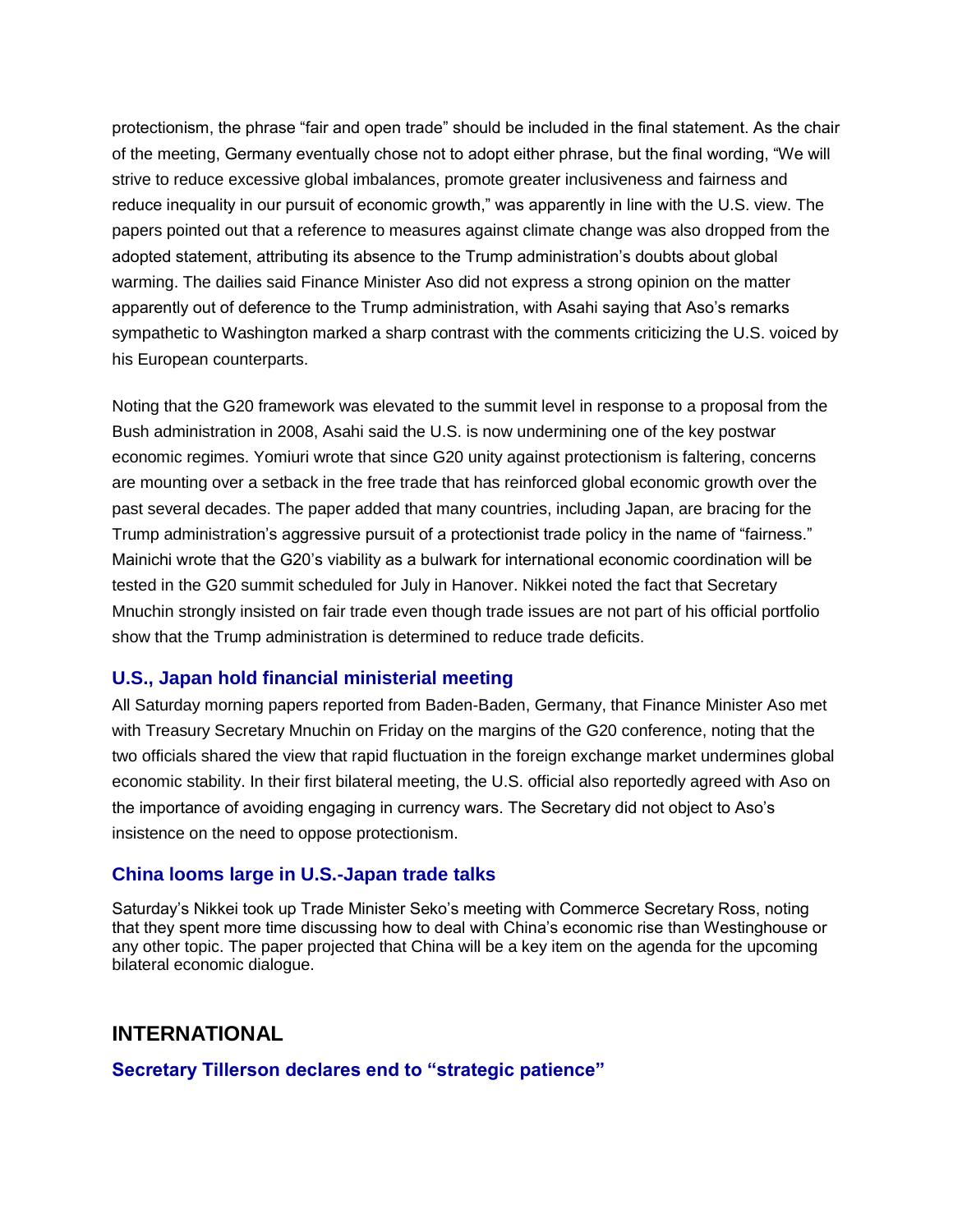protectionism, the phrase "fair and open trade" should be included in the final statement. As the chair of the meeting, Germany eventually chose not to adopt either phrase, but the final wording, "We will strive to reduce excessive global imbalances, promote greater inclusiveness and fairness and reduce inequality in our pursuit of economic growth," was apparently in line with the U.S. view. The papers pointed out that a reference to measures against climate change was also dropped from the adopted statement, attributing its absence to the Trump administration's doubts about global warming. The dailies said Finance Minister Aso did not express a strong opinion on the matter apparently out of deference to the Trump administration, with Asahi saying that Aso's remarks sympathetic to Washington marked a sharp contrast with the comments criticizing the U.S. voiced by his European counterparts.

Noting that the G20 framework was elevated to the summit level in response to a proposal from the Bush administration in 2008, Asahi said the U.S. is now undermining one of the key postwar economic regimes. Yomiuri wrote that since G20 unity against protectionism is faltering, concerns are mounting over a setback in the free trade that has reinforced global economic growth over the past several decades. The paper added that many countries, including Japan, are bracing for the Trump administration's aggressive pursuit of a protectionist trade policy in the name of "fairness." Mainichi wrote that the G20's viability as a bulwark for international economic coordination will be tested in the G20 summit scheduled for July in Hanover. Nikkei noted the fact that Secretary Mnuchin strongly insisted on fair trade even though trade issues are not part of his official portfolio show that the Trump administration is determined to reduce trade deficits.

### U.S., Japan hold financial ministerial meeting

All Saturday morning papers reported from Baden-Baden, Germany, that Finance Minister Aso met with Treasury Secretary Mnuchin on Friday on the margins of the G20 conference, noting that the two officials shared the view that rapid fluctuation in the foreign exchange market undermines global economic stability. In their first bilateral meeting, the U.S. official also reportedly agreed with Aso on the importance of avoiding engaging in currency wars. The Secretary did not object to Aso's insistence on the need to oppose protectionism.

### China looms large in U.S.-Japan trade talks

Saturday's Nikkei took up Trade Minister Seko's meeting with Commerce Secretary Ross, noting that they spent more time discussing how to deal with China's economic rise than Westinghouse or any other topic. The paper projected that China will be a key item on the agenda for the upcoming bilateral economic dialogue.

## INTERNATIONAL

### Secretary Tillerson declares end to "strategic patience"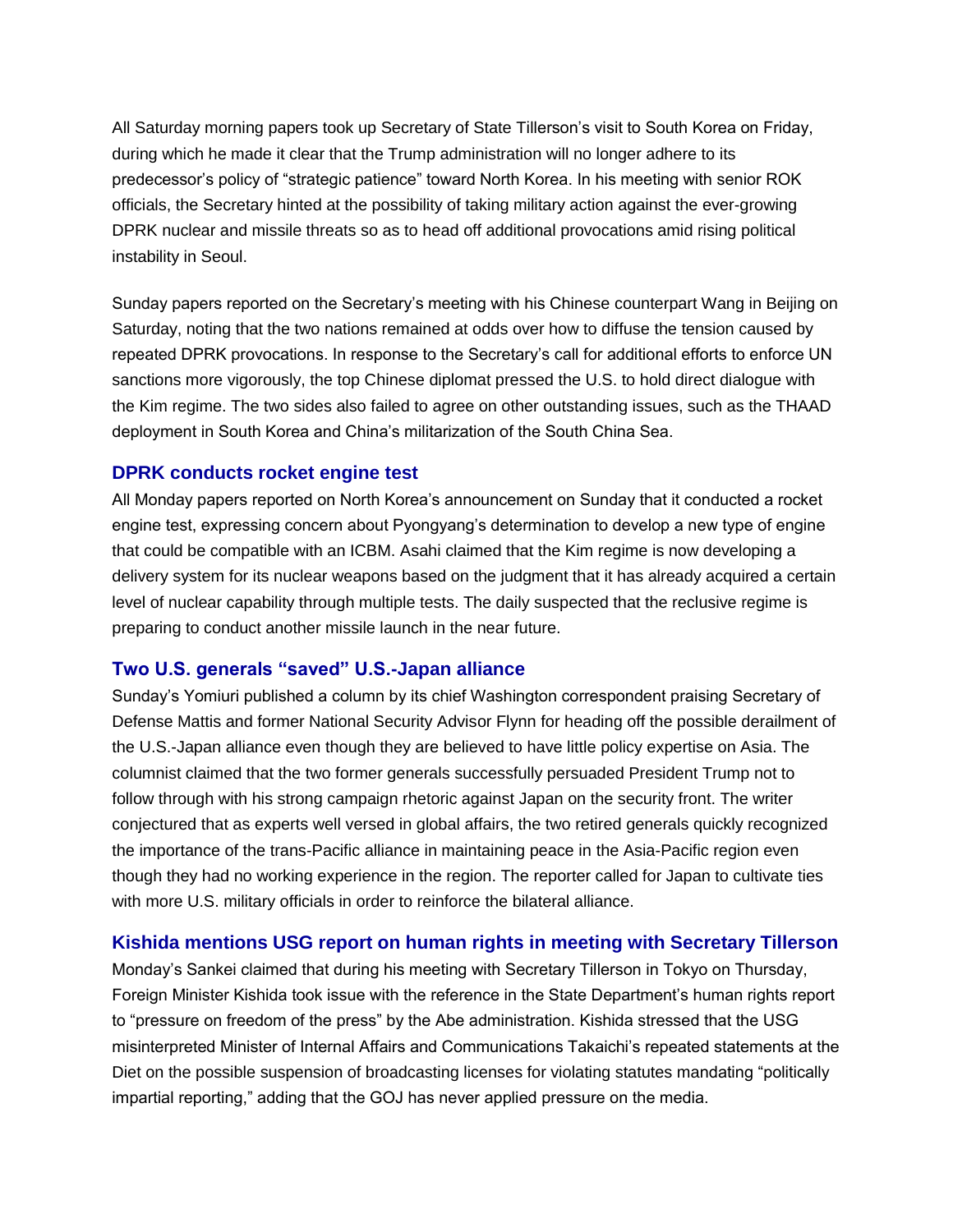All Saturday morning papers took up Secretary of State Tillerson's visit to South Korea on Friday, during which he made it clear that the Trump administration will no longer adhere to its predecessor's policy of "strategic patience" toward North Korea. In his meeting with senior ROK officials, the Secretary hinted at the possibility of taking military action against the ever-growing DPRK nuclear and missile threats so as to head off additional provocations amid rising political instability in Seoul.

Sunday papers reported on the Secretary's meeting with his Chinese counterpart Wang in Beijing on Saturday, noting that the two nations remained at odds over how to diffuse the tension caused by repeated DPRK provocations. In response to the Secretary's call for additional efforts to enforce UN sanctions more vigorously, the top Chinese diplomat pressed the U.S. to hold direct dialogue with the Kim regime. The two sides also failed to agree on other outstanding issues, such as the THAAD deployment in South Korea and China's militarization of the South China Sea.

### DPRK conducts rocket engine test

All Monday papers reported on North Korea's announcement on Sunday that it conducted a rocket engine test, expressing concern about Pyongyang's determination to develop a new type of engine that could be compatible with an ICBM. Asahi claimed that the Kim regime is now developing a delivery system for its nuclear weapons based on the judgment that it has already acquired a certain level of nuclear capability through multiple tests. The daily suspected that the reclusive regime is preparing to conduct another missile launch in the near future.

### Two U.S. generals "saved" U.S.-Japan alliance

Sunday's Yomiuri published a column by its chief Washington correspondent praising Secretary of Defense Mattis and former National Security Advisor Flynn for heading off the possible derailment of the U.S.-Japan alliance even though they are believed to have little policy expertise on Asia. The columnist claimed that the two former generals successfully persuaded President Trump not to follow through with his strong campaign rhetoric against Japan on the security front. The writer conjectured that as experts well versed in global affairs, the two retired generals quickly recognized the importance of the trans-Pacific alliance in maintaining peace in the Asia-Pacific region even though they had no working experience in the region. The reporter called for Japan to cultivate ties with more U.S. military officials in order to reinforce the bilateral alliance.

### Kishida mentions USG report on human rights in meeting with Secretary Tillerson

Monday's Sankei claimed that during his meeting with Secretary Tillerson in Tokyo on Thursday, Foreign Minister Kishida took issue with the reference in the State Department's human rights report to "pressure on freedom of the press" by the Abe administration. Kishida stressed that the USG misinterpreted Minister of Internal Affairs and Communications Takaichi's repeated statements at the Diet on the possible suspension of broadcasting licenses for violating statutes mandating "politically impartial reporting," adding that the GOJ has never applied pressure on the media.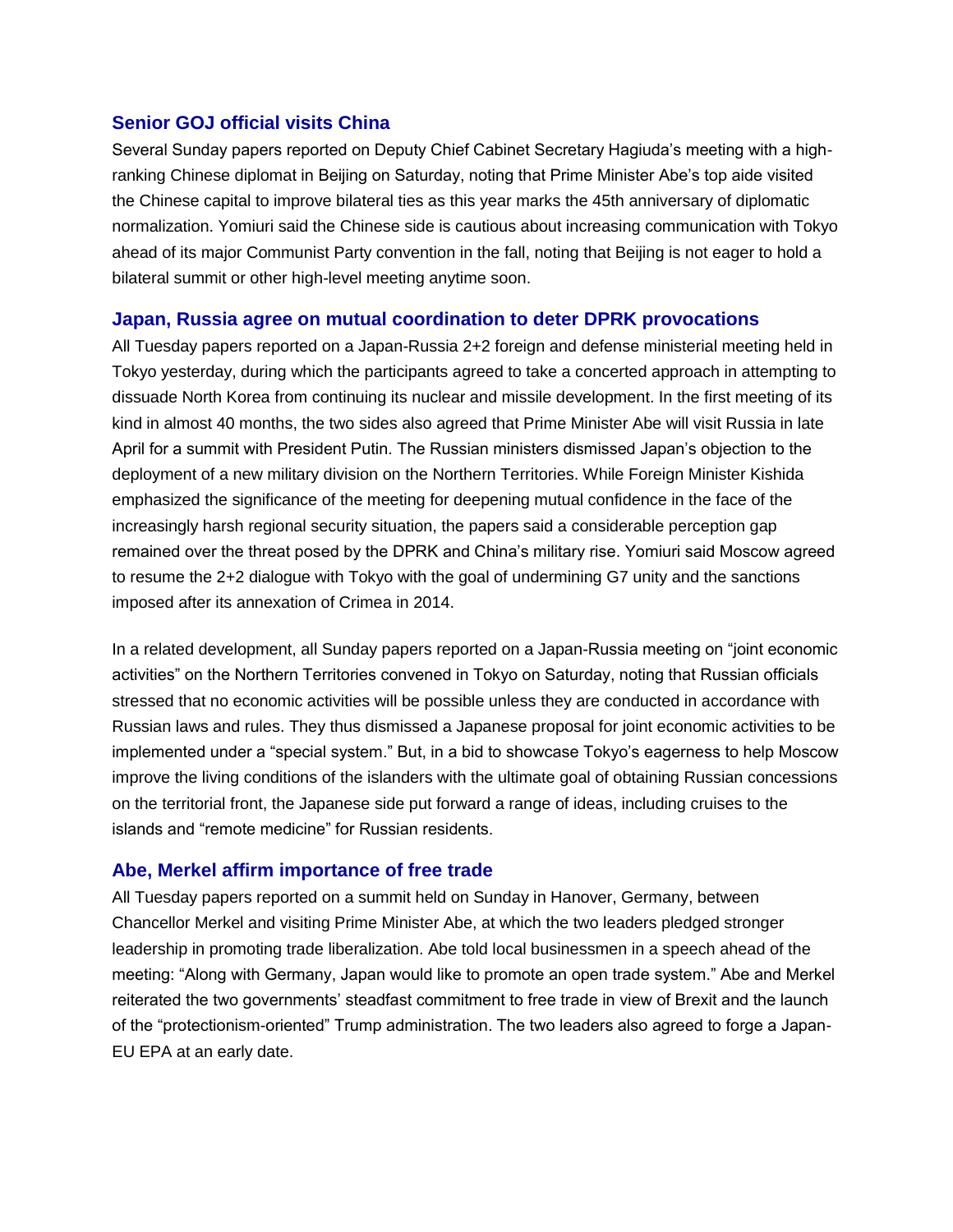### Senior GOJ official visits China

Several Sunday papers reported on Deputy Chief Cabinet Secretary Hagiuda's meeting with a high-ranking Chinese diplomat in Beijing on Saturday, noting that Prime Minister Abe's top aide visited the Chinese capital to improve bilateral ties as this year marks the 45th anniversary of diplomatic normalization. Yomiuri said the Chinese side is cautious about increasing communication with Tokyo ahead of its major Communist Party convention in the fall, noting that Beijing is not eager to hold a bilateral summit or other high-level meeting anytime soon.

### Japan, Russia agree on mutual coordination to deter DPRK provocations

All Tuesday papers reported on a Japan-Russia 2+2 foreign and defense ministerial meeting held in Tokyo yesterday, during which the participants agreed to take a concerted approach in attempting to dissuade North Korea from continuing its nuclear and missile development. In the first meeting of its kind in almost 40 months, the two sides also agreed that Prime Minister Abe will visit Russia in late April for a summit with President Putin. The Russian ministers dismissed Japan's objection to the deployment of a new military division on the Northern Territories. While Foreign Minister Kishida emphasized the significance of the meeting for deepening mutual confidence in the face of the increasingly harsh regional security situation, the papers said a considerable perception gap remained over the threat posed by the DPRK and China's military rise. Yomiuri said Moscow agreed to resume the 2+2 dialogue with Tokyo with the goal of undermining G7 unity and the sanctions imposed after its annexation of Crimea in 2014.

In a related development, all Sunday papers reported on a Japan-Russia meeting on "joint economic activities" on the Northern Territories convened in Tokyo on Saturday, noting that Russian officials stressed that no economic activities will be possible unless they are conducted in accordance with Russian laws and rules. They thus dismissed a Japanese proposal for joint economic activities to be implemented under a "special system." But, in a bid to showcase Tokyo's eagerness to help Moscow improve the living conditions of the islanders with the ultimate goal of obtaining Russian concessions on the territorial front, the Japanese side put forward a range of ideas, including cruises to the islands and "remote medicine" for Russian residents.

### Abe, Merkel affirm importance of free trade

All Tuesday papers reported on a summit held on Sunday in Hanover, Germany, between Chancellor Merkel and visiting Prime Minister Abe, at which the two leaders pledged stronger leadership in promoting trade liberalization. Abe told local businessmen in a speech ahead of the meeting: "Along with Germany, Japan would like to promote an open trade system." Abe and Merkel reiterated the two governments' steadfast commitment to free trade in view of Brexit and the launch of the "protectionism-oriented" Trump administration. The two leaders also agreed to forge a Japan-EU EPA at an early date.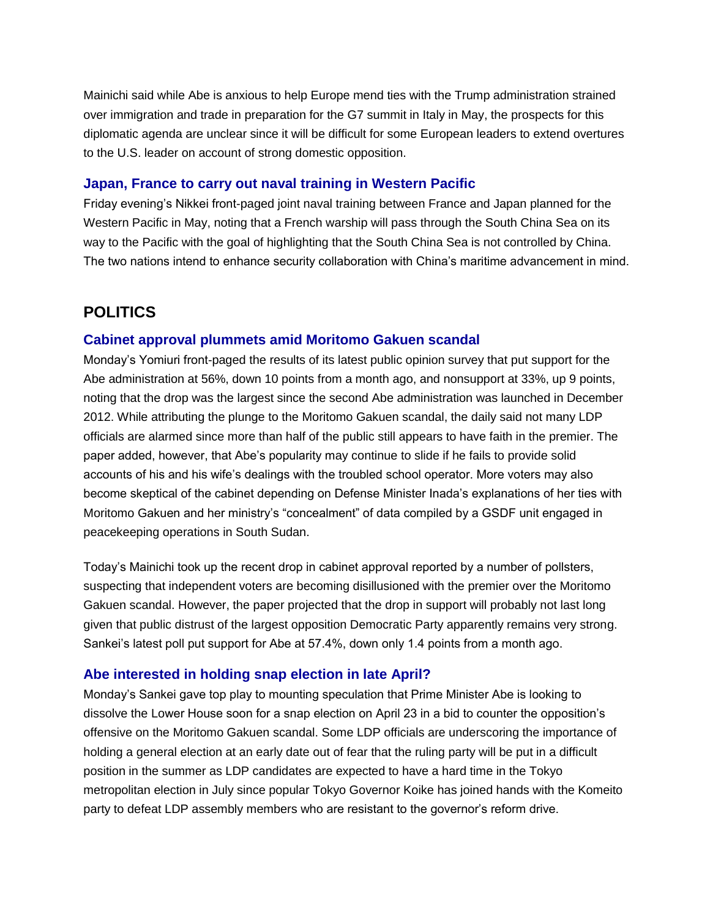Mainichi said while Abe is anxious to help Europe mend ties with the Trump administration strained over immigration and trade in preparation for the G7 summit in Italy in May, the prospects for this diplomatic agenda are unclear since it will be difficult for some European leaders to extend overtures to the U.S. leader on account of strong domestic opposition.

### Japan, France to carry out naval training in Western Pacific

Friday evening's Nikkei front-paged joint naval training between France and Japan planned for the Western Pacific in May, noting that a French warship will pass through the South China Sea on its way to the Pacific with the goal of highlighting that the South China Sea is not controlled by China. The two nations intend to enhance security collaboration with China's maritime advancement in mind.

## POLITICS

### Cabinet approval plummets amid Moritomo Gakuen scandal

Monday's Yomiuri front-paged the results of its latest public opinion survey that put support for the Abe administration at 56%, down 10 points from a month ago, and nonsupport at 33%, up 9 points, noting that the drop was the largest since the second Abe administration was launched in December 2012. While attributing the plunge to the Moritomo Gakuen scandal, the daily said not many LDP officials are alarmed since more than half of the public still appears to have faith in the premier. The paper added, however, that Abe's popularity may continue to slide if he fails to provide solid accounts of his and his wife's dealings with the troubled school operator. More voters may also become skeptical of the cabinet depending on Defense Minister Inada's explanations of her ties with Moritomo Gakuen and her ministry's "concealment" of data compiled by a GSDF unit engaged in peacekeeping operations in South Sudan.

Today's Mainichi took up the recent drop in cabinet approval reported by a number of pollsters, suspecting that independent voters are becoming disillusioned with the premier over the Moritomo Gakuen scandal. However, the paper projected that the drop in support will probably not last long given that public distrust of the largest opposition Democratic Party apparently remains very strong. Sankei's latest poll put support for Abe at 57.4%, down only 1.4 points from a month ago.

### Abe interested in holding snap election in late April?

Monday's Sankei gave top play to mounting speculation that Prime Minister Abe is looking to dissolve the Lower House soon for a snap election on April 23 in a bid to counter the opposition's offensive on the Moritomo Gakuen scandal. Some LDP officials are underscoring the importance of holding a general election at an early date out of fear that the ruling party will be put in a difficult position in the summer as LDP candidates are expected to have a hard time in the Tokyo metropolitan election in July since popular Tokyo Governor Koike has joined hands with the Komeito party to defeat LDP assembly members who are resistant to the governor's reform drive.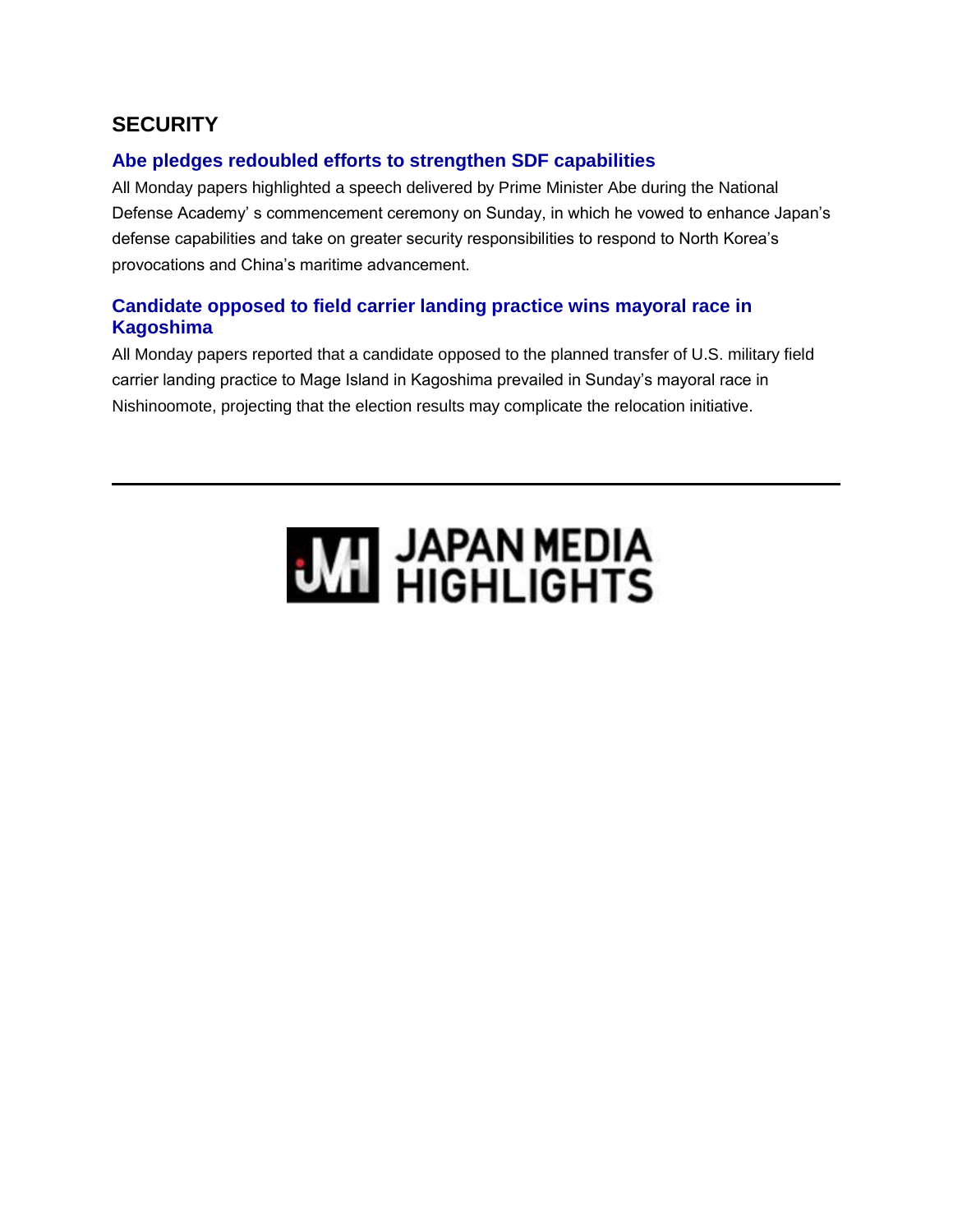## SECURITY

### Abe pledges redoubled efforts to strengthen SDF capabilities

All Monday papers highlighted a speech delivered by Prime Minister Abe during the National Defense Academy' s commencement ceremony on Sunday, in which he vowed to enhance Japan's defense capabilities and take on greater security responsibilities to respond to North Korea's provocations and China's maritime advancement.

### Candidate opposed to field carrier landing practice wins mayoral race in Kagoshima

All Monday papers reported that a candidate opposed to the planned transfer of U.S. military field carrier landing practice to Mage Island in Kagoshima prevailed in Sunday's mayoral race in Nishinoomote, projecting that the election results may complicate the relocation initiative.

---

JAPAN MEDIA HIGHLIGHTS